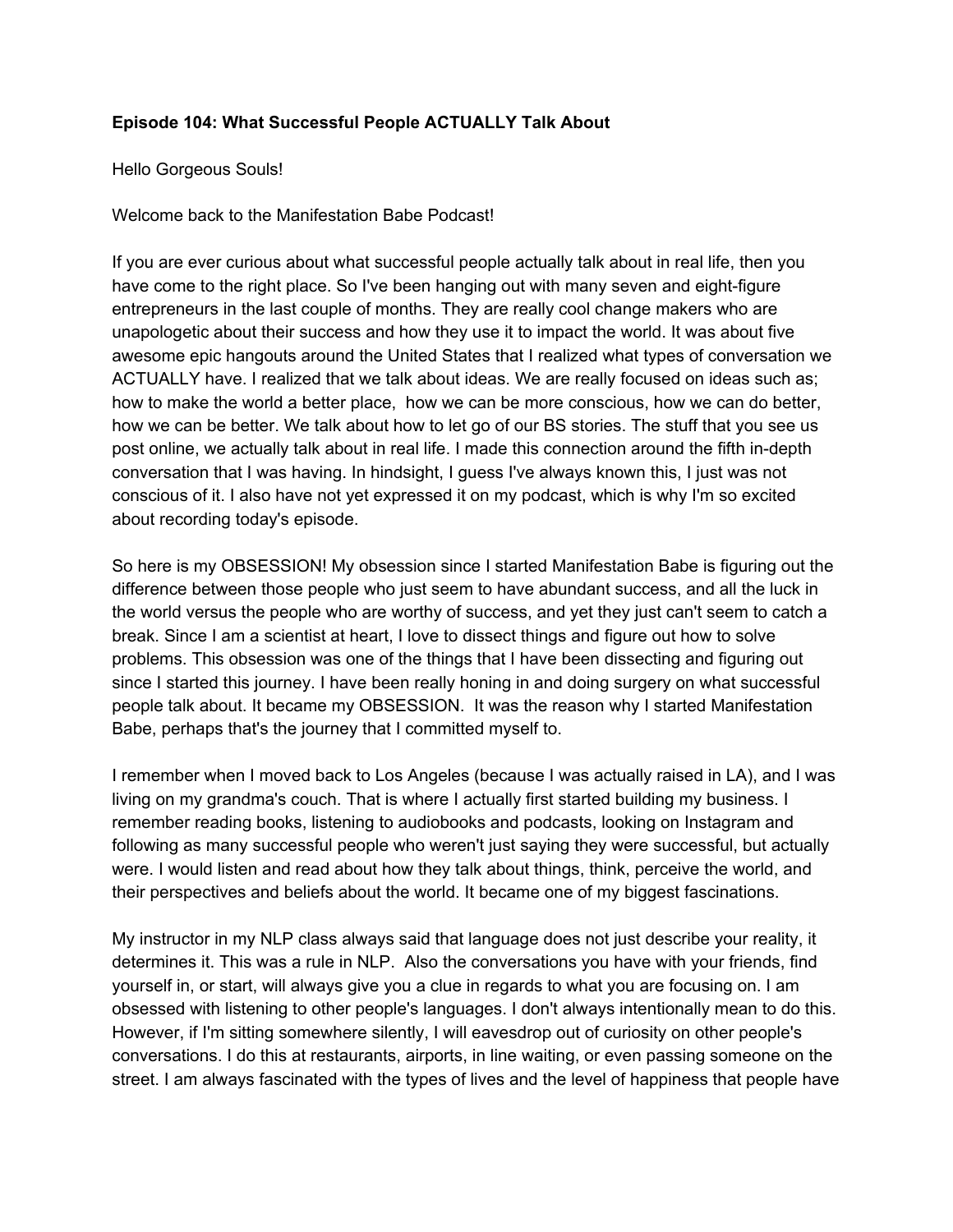**Episode 104: What Successful People ACTUALLY Talk About**

Hello Gorgeous Souls!

Welcome back to the Manifestation Babe Podcast!

If you are ever curious about what successful people actually talk about in real life, then you have come to the right place. So I've been hanging out with many seven and eight-figure entrepreneurs in the last couple of months. They are really cool change makers who are unapologetic about their success and how they use it to impact the world. It was about five awesome epic hangouts around the United States that I realized what types of conversation we ACTUALLY have. I realized that we talk about ideas. We are really focused on ideas such as; how to make the world a better place, how we can be more conscious, how we can do better, how we can be better. We talk about how to let go of our BS stories. The stuff that you see us post online, we actually talk about in real life. I made this connection around the fifth in-depth conversation that I was having. In hindsight, I guess I've always known this, I just was not conscious of it. I also have not yet expressed it on my podcast, which is why I'm so excited about recording today's episode.

So here is my OBSESSION! My obsession since I started Manifestation Babe is figuring out the difference between those people who just seem to have abundant success, and all the luck in the world versus the people who are worthy of success, and yet they just can't seem to catch a break. Since I am a scientist at heart, I love to dissect things and figure out how to solve problems. This obsession was one of the things that I have been dissecting and figuring out since I started this journey. I have been really honing in and doing surgery on what successful people talk about. It became my OBSESSION. It was the reason why I started Manifestation Babe, perhaps that's the journey that I committed myself to.

I remember when I moved back to Los Angeles (because I was actually raised in LA), and I was living on my grandma's couch. That is where I actually first started building my business. I remember reading books, listening to audiobooks and podcasts, looking on Instagram and following as many successful people who weren't just saying they were successful, but actually were. I would listen and read about how they talk about things, think, perceive the world, and their perspectives and beliefs about the world. It became one of my biggest fascinations.

My instructor in my NLP class always said that language does not just describe your reality, it determines it. This was a rule in NLP. Also the conversations you have with your friends, find yourself in, or start, will always give you a clue in regards to what you are focusing on. I am obsessed with listening to other people's languages. I don't always intentionally mean to do this. However, if I'm sitting somewhere silently, I will eavesdrop out of curiosity on other people's conversations. I do this at restaurants, airports, in line waiting, or even passing someone on the street. I am always fascinated with the types of lives and the level of happiness that people have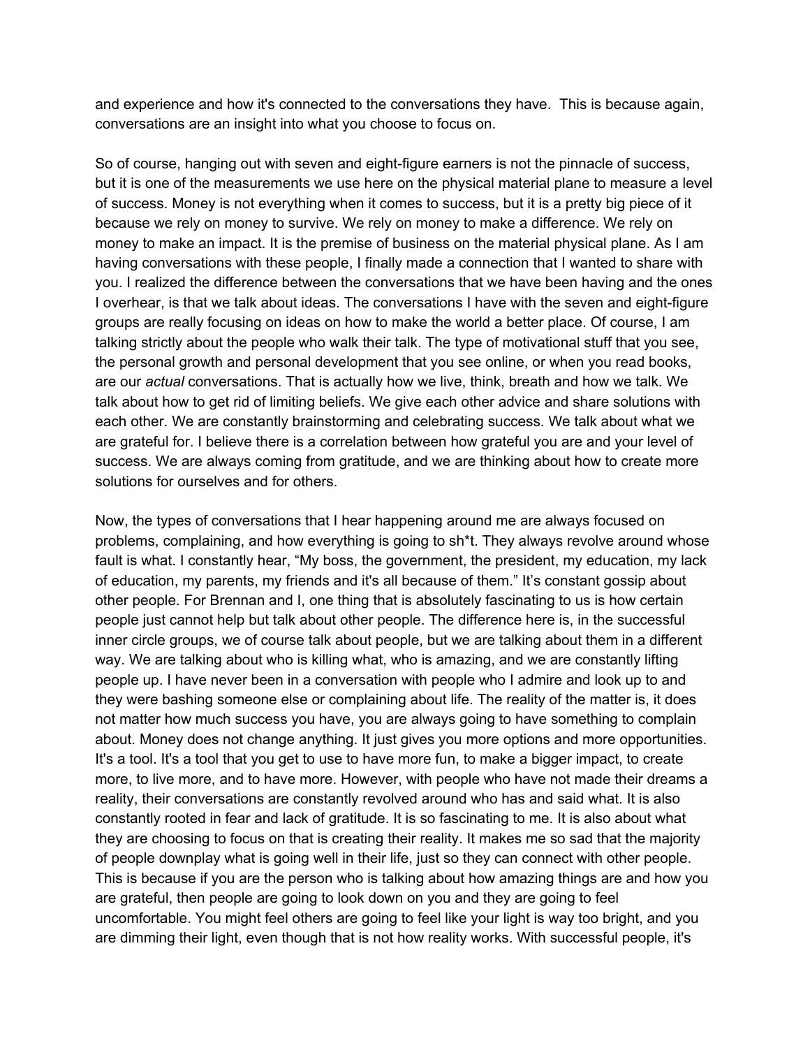and experience and how it's connected to the conversations they have.  This is because again, conversations are an insight into what you choose to focus on.

So of course, hanging out with seven and eight-figure earners is not the pinnacle of success, but it is one of the measurements we use here on the physical material plane to measure a level of success. Money is not everything when it comes to success, but it is a pretty big piece of it because we rely on money to survive. We rely on money to make a difference. We rely on money to make an impact. It is the premise of business on the material physical plane. As I am having conversations with these people, I finally made a connection that I wanted to share with you. I realized the difference between the conversations that we have been having and the ones I overhear, is that we talk about ideas. The conversations I have with the seven and eight-figure groups are really focusing on ideas on how to make the world a better place. Of course, I am talking strictly about the people who walk their talk. The type of motivational stuff that you see, the personal growth and personal development that you see online, or when you read books, are our *actual* conversations. That is actually how we live, think, breath and how we talk. We talk about how to get rid of limiting beliefs. We give each other advice and share solutions with each other. We are constantly brainstorming and celebrating success. We talk about what we are grateful for. I believe there is a correlation between how grateful you are and your level of success. We are always coming from gratitude, and we are thinking about how to create more solutions for ourselves and for others.

Now, the types of conversations that I hear happening around me are always focused on problems, complaining, and how everything is going to sh*t. They always revolve around whose fault is what. I constantly hear, “My boss, the government, the president, my education, my lack of education, my parents, my friends and it's all because of them.” It’s constant gossip about other people. For Brennan and I, one thing that is absolutely fascinating to us is how certain people just cannot help but talk about other people. The difference here is, in the successful inner circle groups, we of course talk about people, but we are talking about them in a different way. We are talking about who is killing what, who is amazing, and we are constantly lifting people up. I have never been in a conversation with people who I admire and look up to and they were bashing someone else or complaining about life. The reality of the matter is, it does not matter how much success you have, you are always going to have something to complain about. Money does not change anything. It just gives you more options and more opportunities. It's a tool. It's a tool that you get to use to have more fun, to make a bigger impact, to create more, to live more, and to have more. However, with people who have not made their dreams a reality, their conversations are constantly revolved around who has and said what. It is also constantly rooted in fear and lack of gratitude. It is so fascinating to me. It is also about what they are choosing to focus on that is creating their reality. It makes me so sad that the majority of people downplay what is going well in their life, just so they can connect with other people. This is because if you are the person who is talking about how amazing things are and how you are grateful, then people are going to look down on you and they are going to feel uncomfortable. You might feel others are going to feel like your light is way too bright, and you are dimming their light, even though that is not how reality works. With successful people, it's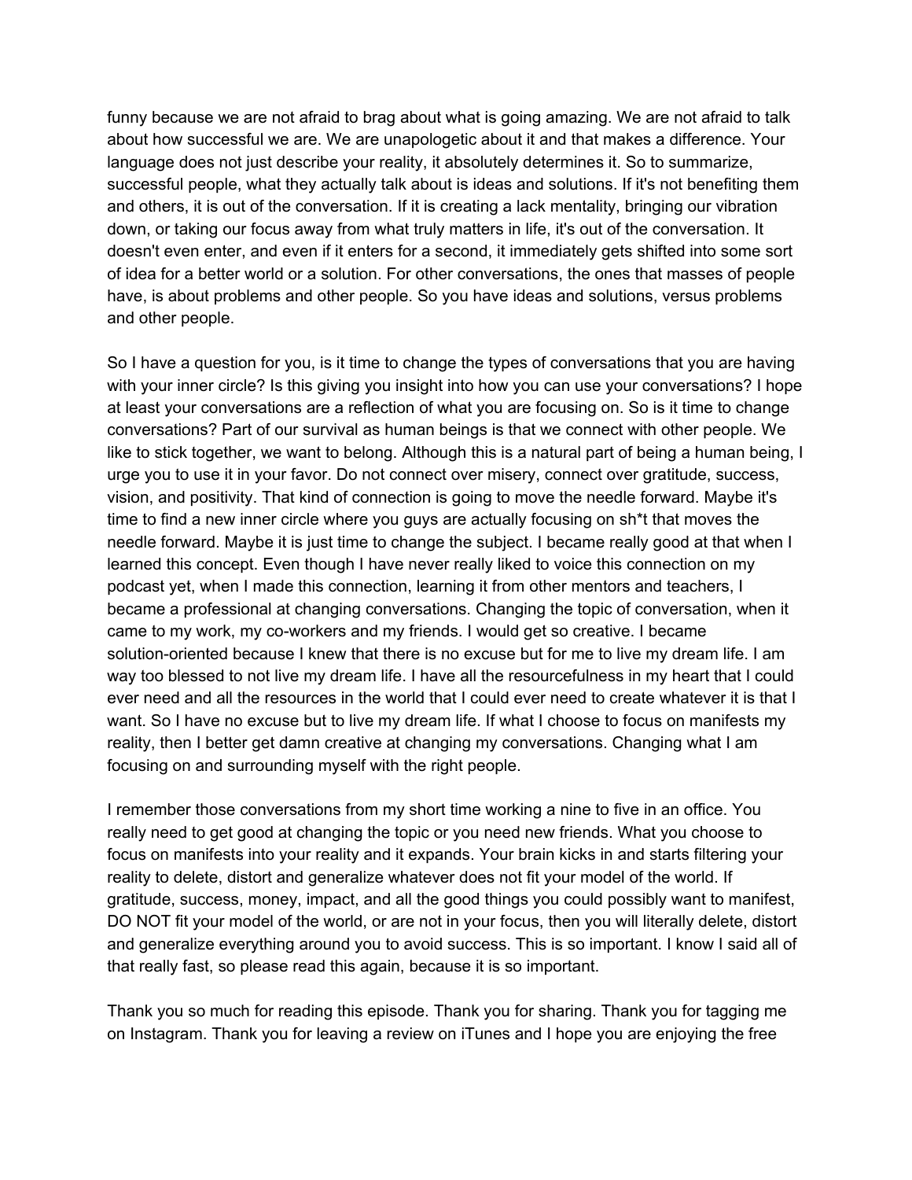funny because we are not afraid to brag about what is going amazing. We are not afraid to talk about how successful we are. We are unapologetic about it and that makes a difference. Your language does not just describe your reality, it absolutely determines it. So to summarize, successful people, what they actually talk about is ideas and solutions. If it's not benefiting them and others, it is out of the conversation. If it is creating a lack mentality, bringing our vibration down, or taking our focus away from what truly matters in life, it's out of the conversation. It doesn't even enter, and even if it enters for a second, it immediately gets shifted into some sort of idea for a better world or a solution. For other conversations, the ones that masses of people have, is about problems and other people. So you have ideas and solutions, versus problems and other people.

So I have a question for you, is it time to change the types of conversations that you are having with your inner circle? Is this giving you insight into how you can use your conversations? I hope at least your conversations are a reflection of what you are focusing on. So is it time to change conversations? Part of our survival as human beings is that we connect with other people. We like to stick together, we want to belong. Although this is a natural part of being a human being, I urge you to use it in your favor. Do not connect over misery, connect over gratitude, success, vision, and positivity. That kind of connection is going to move the needle forward. Maybe it's time to find a new inner circle where you guys are actually focusing on sh*t that moves the needle forward. Maybe it is just time to change the subject. I became really good at that when I learned this concept. Even though I have never really liked to voice this connection on my podcast yet, when I made this connection, learning it from other mentors and teachers, I became a professional at changing conversations. Changing the topic of conversation, when it came to my work, my co-workers and my friends. I would get so creative. I became solution-oriented because I knew that there is no excuse but for me to live my dream life. I am way too blessed to not live my dream life. I have all the resourcefulness in my heart that I could ever need and all the resources in the world that I could ever need to create whatever it is that I want. So I have no excuse but to live my dream life. If what I choose to focus on manifests my reality, then I better get damn creative at changing my conversations. Changing what I am focusing on and surrounding myself with the right people.

I remember those conversations from my short time working a nine to five in an office. You really need to get good at changing the topic or you need new friends. What you choose to focus on manifests into your reality and it expands. Your brain kicks in and starts filtering your reality to delete, distort and generalize whatever does not fit your model of the world. If gratitude, success, money, impact, and all the good things you could possibly want to manifest, DO NOT fit your model of the world, or are not in your focus, then you will literally delete, distort and generalize everything around you to avoid success. This is so important. I know I said all of that really fast, so please read this again, because it is so important.

Thank you so much for reading this episode. Thank you for sharing. Thank you for tagging me on Instagram. Thank you for leaving a review on iTunes and I hope you are enjoying the free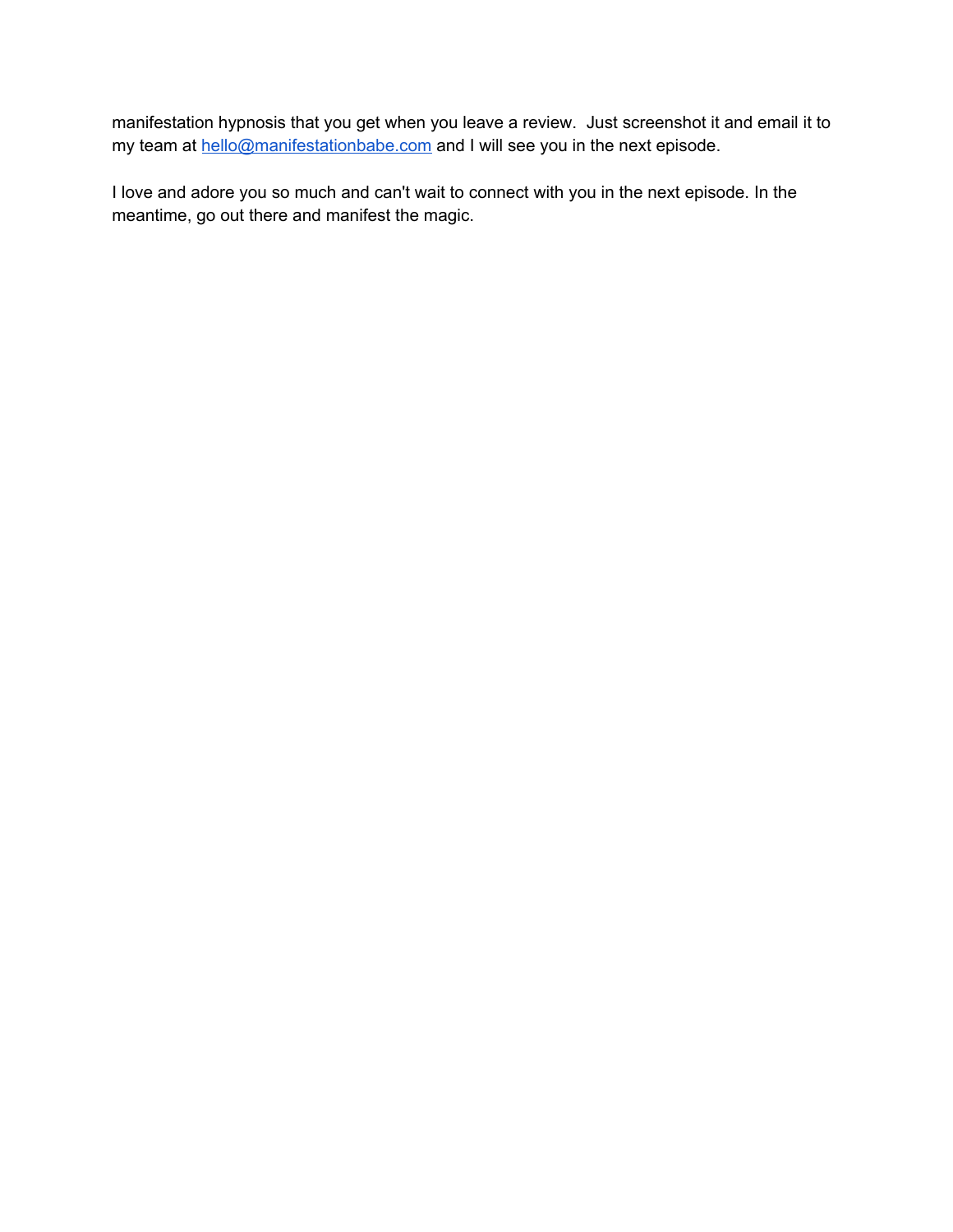manifestation hypnosis that you get when you leave a review.  Just screenshot it and email it to my team at [hello@manifestationbabe.com](mailto:hello@manifestationbabe.com) and I will see you in the next episode.

I love and adore you so much and can't wait to connect with you in the next episode. In the meantime, go out there and manifest the magic.